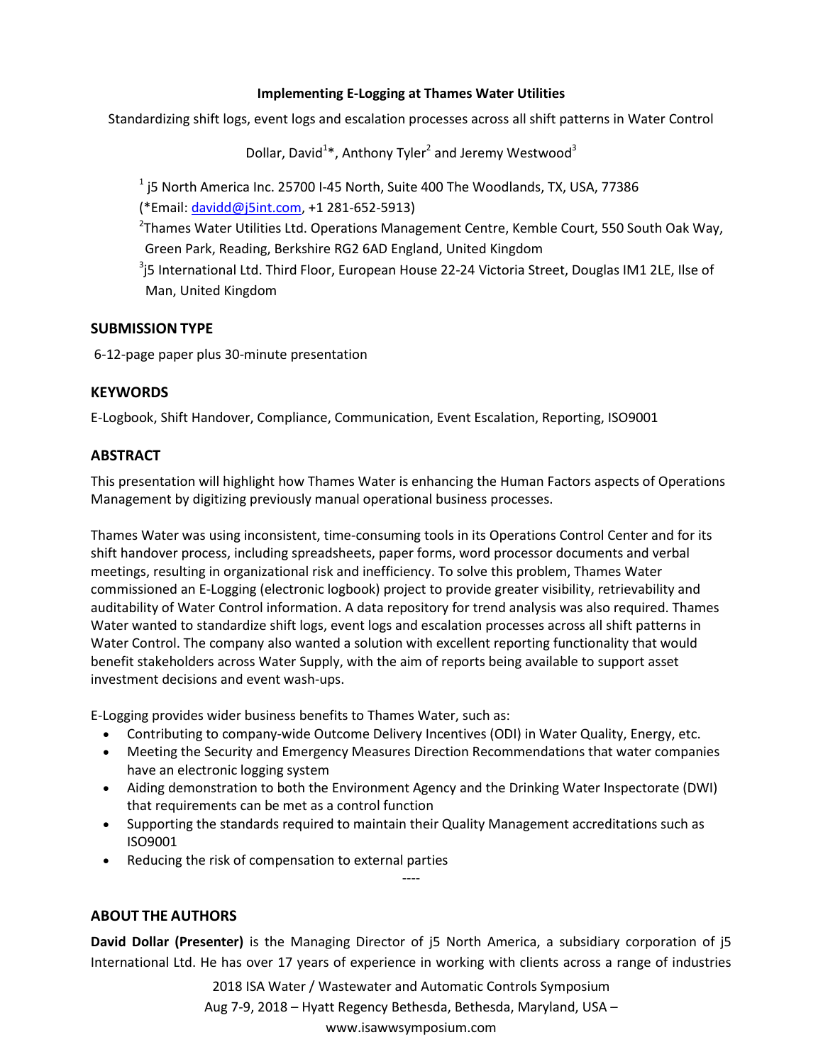**Implementing E-Logging at Thames Water Utilities**

Standardizing shift logs, event logs and escalation processes across all shift patterns in Water Control

Dollar, David[1]*, Anthony Tyler[2] and Jeremy Westwood[3]

[1] j5 North America Inc. 25700 I-45 North, Suite 400 The Woodlands, TX, USA, 77386
(*Email: davidd@j5int.com, +1 281-652-5913)
[2]Thames Water Utilities Ltd. Operations Management Centre, Kemble Court, 550 South Oak Way, Green Park, Reading, Berkshire RG2 6AD England, United Kingdom
[3]j5 International Ltd. Third Floor, European House 22-24 Victoria Street, Douglas IM1 2LE, Ilse of Man, United Kingdom

## SUBMISSION TYPE

6-12-page paper plus 30-minute presentation

## KEYWORDS

E-Logbook, Shift Handover, Compliance, Communication, Event Escalation, Reporting, ISO9001

## ABSTRACT

This presentation will highlight how Thames Water is enhancing the Human Factors aspects of Operations Management by digitizing previously manual operational business processes.

Thames Water was using inconsistent, time-consuming tools in its Operations Control Center and for its shift handover process, including spreadsheets, paper forms, word processor documents and verbal meetings, resulting in organizational risk and inefficiency. To solve this problem, Thames Water commissioned an E-Logging (electronic logbook) project to provide greater visibility, retrievability and auditability of Water Control information. A data repository for trend analysis was also required. Thames Water wanted to standardize shift logs, event logs and escalation processes across all shift patterns in Water Control. The company also wanted a solution with excellent reporting functionality that would benefit stakeholders across Water Supply, with the aim of reports being available to support asset investment decisions and event wash-ups.

E-Logging provides wider business benefits to Thames Water, such as:

- Contributing to company-wide Outcome Delivery Incentives (ODI) in Water Quality, Energy, etc.
- Meeting the Security and Emergency Measures Direction Recommendations that water companies have an electronic logging system
- Aiding demonstration to both the Environment Agency and the Drinking Water Inspectorate (DWI) that requirements can be met as a control function
- Supporting the standards required to maintain their Quality Management accreditations such as ISO9001
- Reducing the risk of compensation to external parties

----

## ABOUT THE AUTHORS

**David Dollar (Presenter)** is the Managing Director of j5 North America, a subsidiary corporation of j5 International Ltd. He has over 17 years of experience in working with clients across a range of industries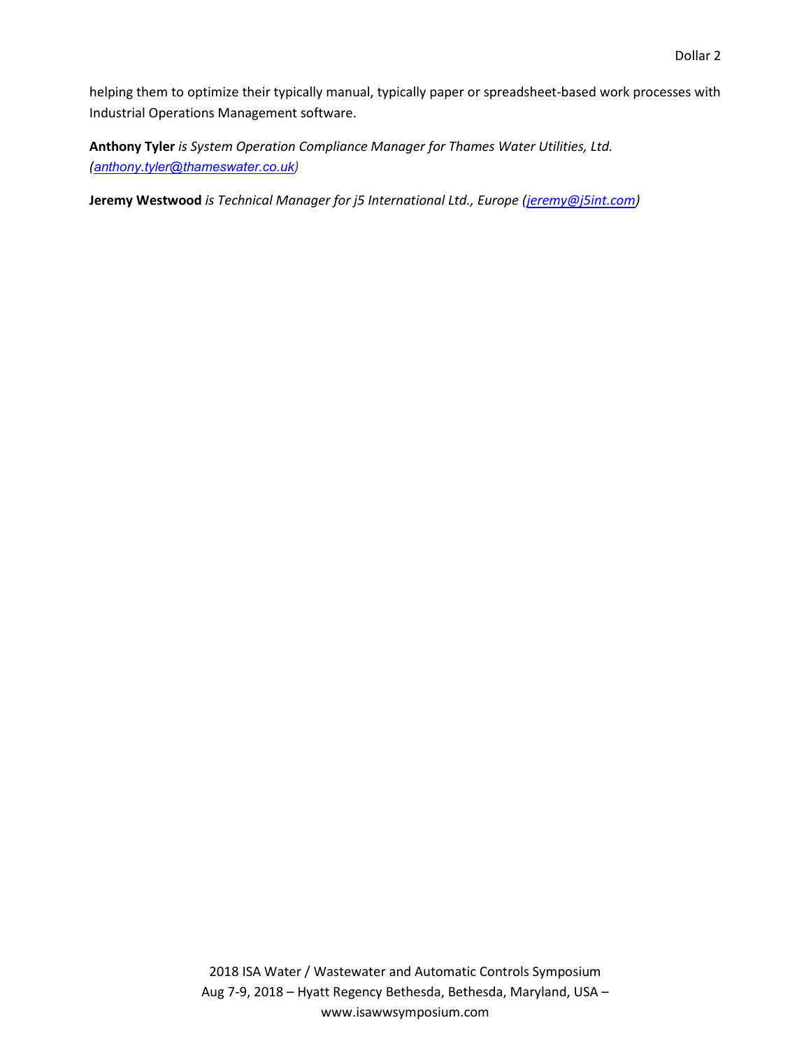helping them to optimize their typically manual, typically paper or spreadsheet-based work processes with Industrial Operations Management software.

**Anthony Tyler** *is System Operation Compliance Manager for Thames Water Utilities, Ltd. (anthony.tyler@thameswater.co.uk)*

**Jeremy Westwood** *is Technical Manager for j5 International Ltd., Europe (jeremy@j5int.com)*